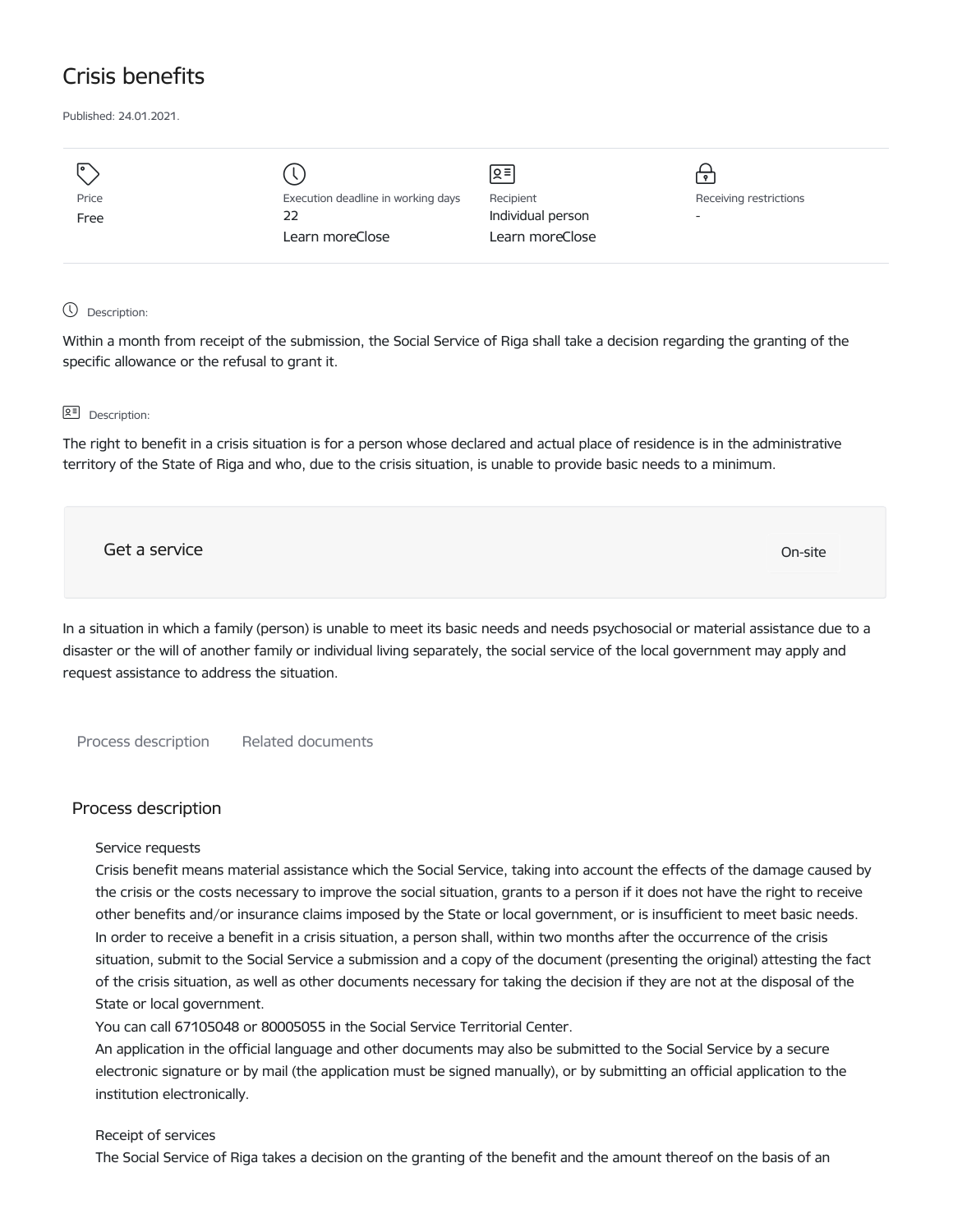# Crisis benefits

Published: 24.01.2021.

| Price | Execution deadline in working days | Recipient | Receiving restrictions |
| --- | --- | --- | --- |
| Free | 22 | Individual person | - |
| | Learn moreClose | Learn moreClose | |

Description:

Within a month from receipt of the submission, the Social Service of Riga shall take a decision regarding the granting of the specific allowance or the refusal to grant it.

Description:

The right to benefit in a crisis situation is for a person whose declared and actual place of residence is in the administrative territory of the State of Riga and who, due to the crisis situation, is unable to provide basic needs to a minimum.

Get a service — On-site

In a situation in which a family (person) is unable to meet its basic needs and needs psychosocial or material assistance due to a disaster or the will of another family or individual living separately, the social service of the local government may apply and request assistance to address the situation.

Process description    Related documents

## Process description

Service requests

Crisis benefit means material assistance which the Social Service, taking into account the effects of the damage caused by the crisis or the costs necessary to improve the social situation, grants to a person if it does not have the right to receive other benefits and/or insurance claims imposed by the State or local government, or is insufficient to meet basic needs.

In order to receive a benefit in a crisis situation, a person shall, within two months after the occurrence of the crisis situation, submit to the Social Service a submission and a copy of the document (presenting the original) attesting the fact of the crisis situation, as well as other documents necessary for taking the decision if they are not at the disposal of the State or local government.

You can call 67105048 or 80005055 in the Social Service Territorial Center.

An application in the official language and other documents may also be submitted to the Social Service by a secure electronic signature or by mail (the application must be signed manually), or by submitting an official application to the institution electronically.

Receipt of services

The Social Service of Riga takes a decision on the granting of the benefit and the amount thereof on the basis of an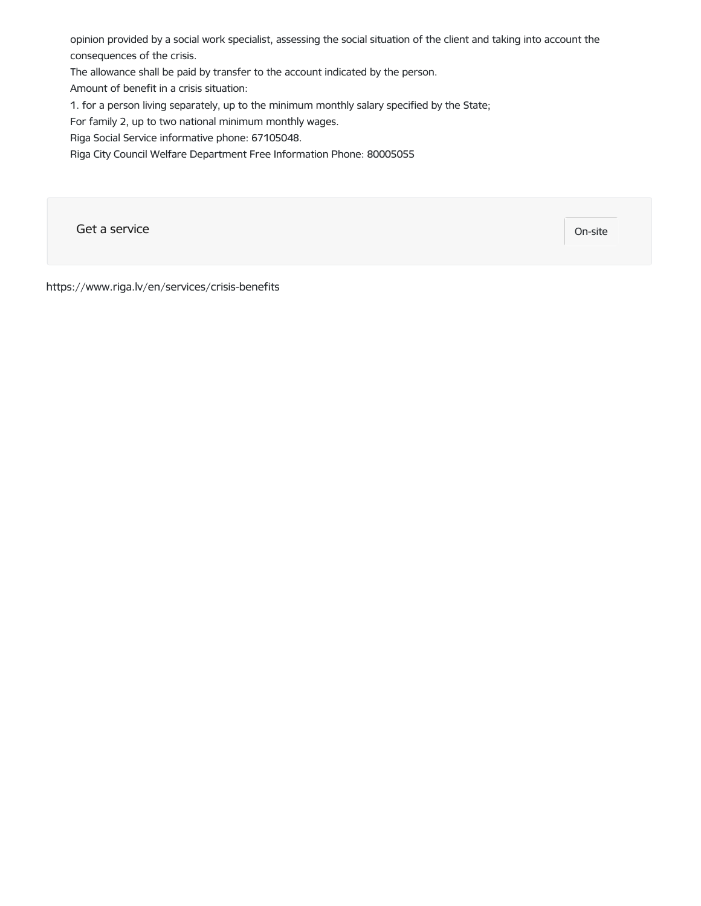opinion provided by a social work specialist, assessing the social situation of the client and taking into account the consequences of the crisis.

The allowance shall be paid by transfer to the account indicated by the person.

Amount of benefit in a crisis situation:

1. for a person living separately, up to the minimum monthly salary specified by the State;

For family 2, up to two national minimum monthly wages.

Riga Social Service informative phone: 67105048.

Riga City Council Welfare Department Free Information Phone: 80005055

Get a service

On-site

https://www.riga.lv/en/services/crisis-benefits